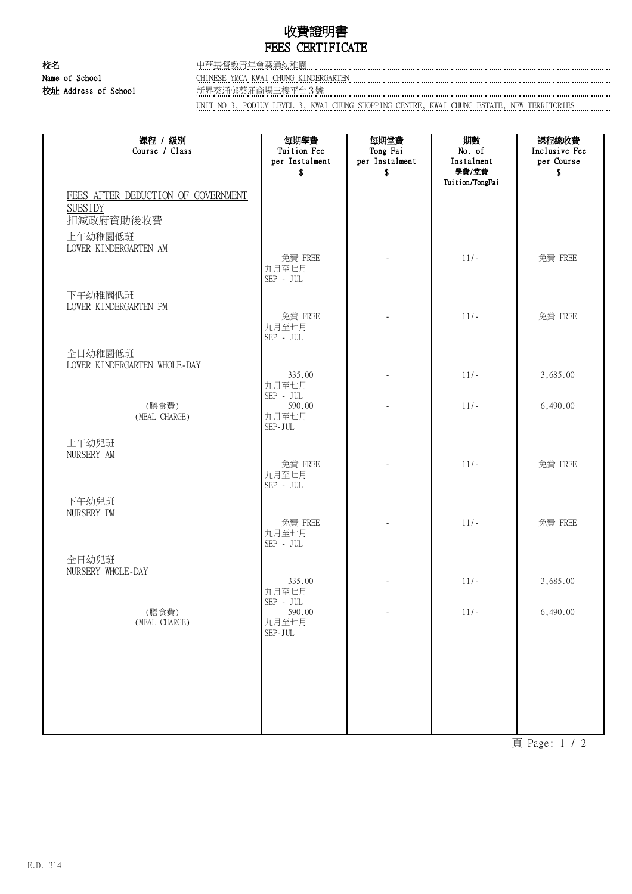# 收費證明書
# FEES CERTIFICATE

校名
Name of School: 中華基督教青年會葵涌幼稚園 CHINESE YMCA KWAI CHUNG KINDERGARTEN

校址 Address of School: 新界葵涌邨葵涌商場三樓平台3號 UNIT NO 3, PODIUM LEVEL 3, KWAI CHUNG SHOPPING CENTRE, KWAI CHUNG ESTATE, NEW TERRITORIES

| 課程 / 級別 Course / Class | 每期學費 Tuition Fee per Instalment | 每期堂費 Tong Fai per Instalment | 期數 No. of Instalment | 課程總收費 Inclusive Fee per Course |
|---|---|---|---|---|
| | $ | $ | 學費/堂費 Tuition/TongFai | $ |
| FEES AFTER DEDUCTION OF GOVERNMENT SUBSIDY 扣減政府資助後收費 | | | | |
| 上午幼稚園低班 LOWER KINDERGARTEN AM | 免費 FREE 九月至七月 SEP - JUL | - | 11/- | 免費 FREE |
| 下午幼稚園低班 LOWER KINDERGARTEN PM | 免費 FREE 九月至七月 SEP - JUL | - | 11/- | 免費 FREE |
| 全日幼稚園低班 LOWER KINDERGARTEN WHOLE-DAY | 335.00 九月至七月 SEP - JUL | - | 11/- | 3,685.00 |
| (膳食費) (MEAL CHARGE) | 590.00 九月至七月 SEP-JUL | - | 11/- | 6,490.00 |
| 上午幼兒班 NURSERY AM | 免費 FREE 九月至七月 SEP - JUL | - | 11/- | 免費 FREE |
| 下午幼兒班 NURSERY PM | 免費 FREE 九月至七月 SEP - JUL | - | 11/- | 免費 FREE |
| 全日幼兒班 NURSERY WHOLE-DAY | 335.00 九月至七月 SEP - JUL | - | 11/- | 3,685.00 |
| (膳食費) (MEAL CHARGE) | 590.00 九月至七月 SEP-JUL | - | 11/- | 6,490.00 |

E.D. 314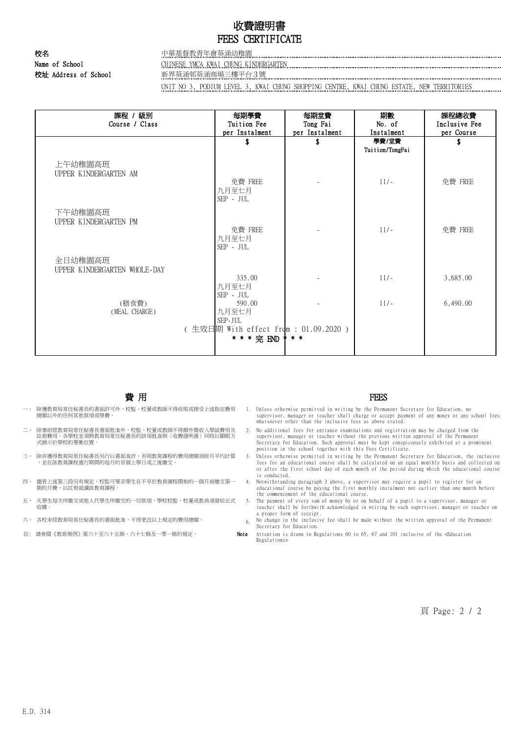# 收費證明書
# FEES CERTIFICATE

**校名** 中華基督教青年會葵涌幼稚園
**Name of School** CHINESE YMCA KWAI CHUNG KINDERGARTEN
**校址 Address of School** 新界葵涌邨葵涌商場三樓平台３號
UNIT NO 3, PODIUM LEVEL 3, KWAI CHUNG SHOPPING CENTRE, KWAI CHUNG ESTATE, NEW TERRITORIES

| 課程 / 級別 Course / Class | 每期學費 Tuition Fee per Instalment | 每期堂費 Tong Fai per Instalment | 期數 No. of Instalment | 課程總收費 Inclusive Fee per Course |
|---|---|---|---|---|
| | $ | $ | 學費/堂費 Tuition/TongFai | $ |
| 上午幼稚園高班 UPPER KINDERGARTEN AM | 免費 FREE 九月至七月 SEP - JUL | - | 11/- | 免費 FREE |
| 下午幼稚園高班 UPPER KINDERGARTEN PM | 免費 FREE 九月至七月 SEP - JUL | - | 11/- | 免費 FREE |
| 全日幼稚園高班 UPPER KINDERGARTEN WHOLE-DAY | 335.00 九月至七月 SEP - JUL | - | 11/- | 3,685.00 |
| (膳食費) (MEAL CHARGE) | 590.00 九月至七月 SEP-JUL | - | 11/- | 6,490.00 |
| | ( 生效日期 With effect from : 01.09.2020 ) | | | |
| | * * * 完 END * * * | | | |

## 費 用

一、 除獲教育局常任秘書長的書面許可外，校監、校董或教師不得收取或接受上述指定費用總額以外的任何其他款項或學費。

二、 除事前經教育局常任秘書長書面批准外，校監、校董或教師不得額外徵收入學試費用及註冊費用。各學校並須將教育局常任秘書長的該項批准與〈收費證明書〉同時以顯眼方式展示於學校的要衝位置。

三、 除非獲得教育局常任秘書長另行以書面准許，否則教育課程的費用總額須按月平均計算，並在該教育課程進行期間的每月的首個上學日或之後繳交。

四、 儘管上述第三段另有規定，校監可要求學生在不早於教育課程開始的一個月前繳交第一期的月費，以註冊就讀該教育課程。

五、 凡學生每次所繳交或他人代學生所繳交的一切款項，學校校監、校董或教員須發給正式收據。

六、 各校未經教育局常任秘書長的書面批准，不得更改以上規定的費用總額。

註: 請參閱《教育規例》第六十至六十五條、六十七條及一零一條的規定。

## FEES

1. Unless otherwise permitted in writing by the Permanent Secretary for Education, no supervisor, manager or teacher shall charge or accept payment of any money or any school fees whatsoever other than the inclusive fees as above stated.
2. No additional fees for entrance examinations and registration may be charged from the supervisor, manager or teacher without the previous written approval of the Permanent Secretary for Education. Such approval must be kept conspicuously exhibited at a prominent position in the school together with this Fees Certificate.
3. Unless otherwise permitted in writing by the Permanent Secretary for Education, the inclusive fees for an educational course shall be calculated on an equal monthly basis and collected on or after the first school day of each month of the period during which the educational course is conducted.
4. Notwithstanding paragraph 3 above, a supervisor may require a pupil to register for an educational course by paying the first monthly instalment not earlier than one month before the commencement of the educational course.
5. The payment of every sum of money by or on behalf of a pupil to a supervisor, manager or teacher shall be forthwith acknowledged in writing by such supervisor, manager or teacher on a proper form of receipt.
6. No change in the inclusive fee shall be made without the written approval of the Permanent Secretary for Education.

**Note** Attention is drawn to Regulations 60 to 65, 67 and 101 inclusive of the <Education Regulations>

E.D. 314